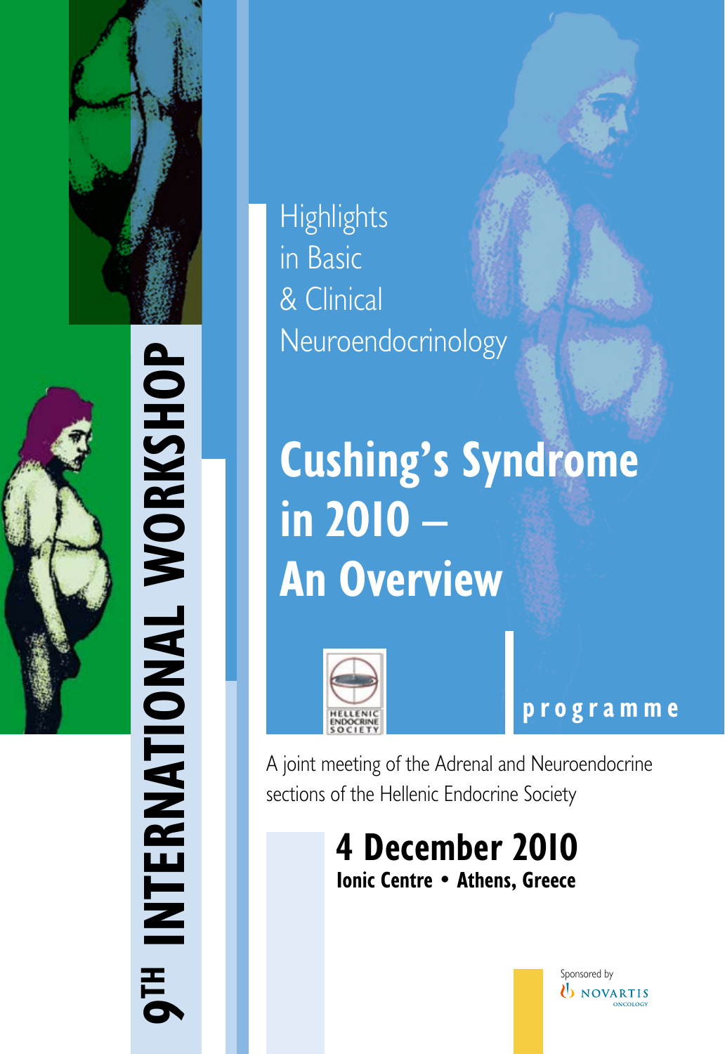# 9TH INTERNATIONAL WORKSHOP

Highlights
in Basic
& Clinical
Neuroendocrinology

# Cushing's Syndrome in 2010 – An Overview

HELLENIC ENDOCRINE SOCIETY

**programme**

A joint meeting of the Adrenal and Neuroendocrine sections of the Hellenic Endocrine Society

## 4 December 2010

**Ionic Centre • Athens, Greece**

Sponsored by
NOVARTIS
ONCOLOGY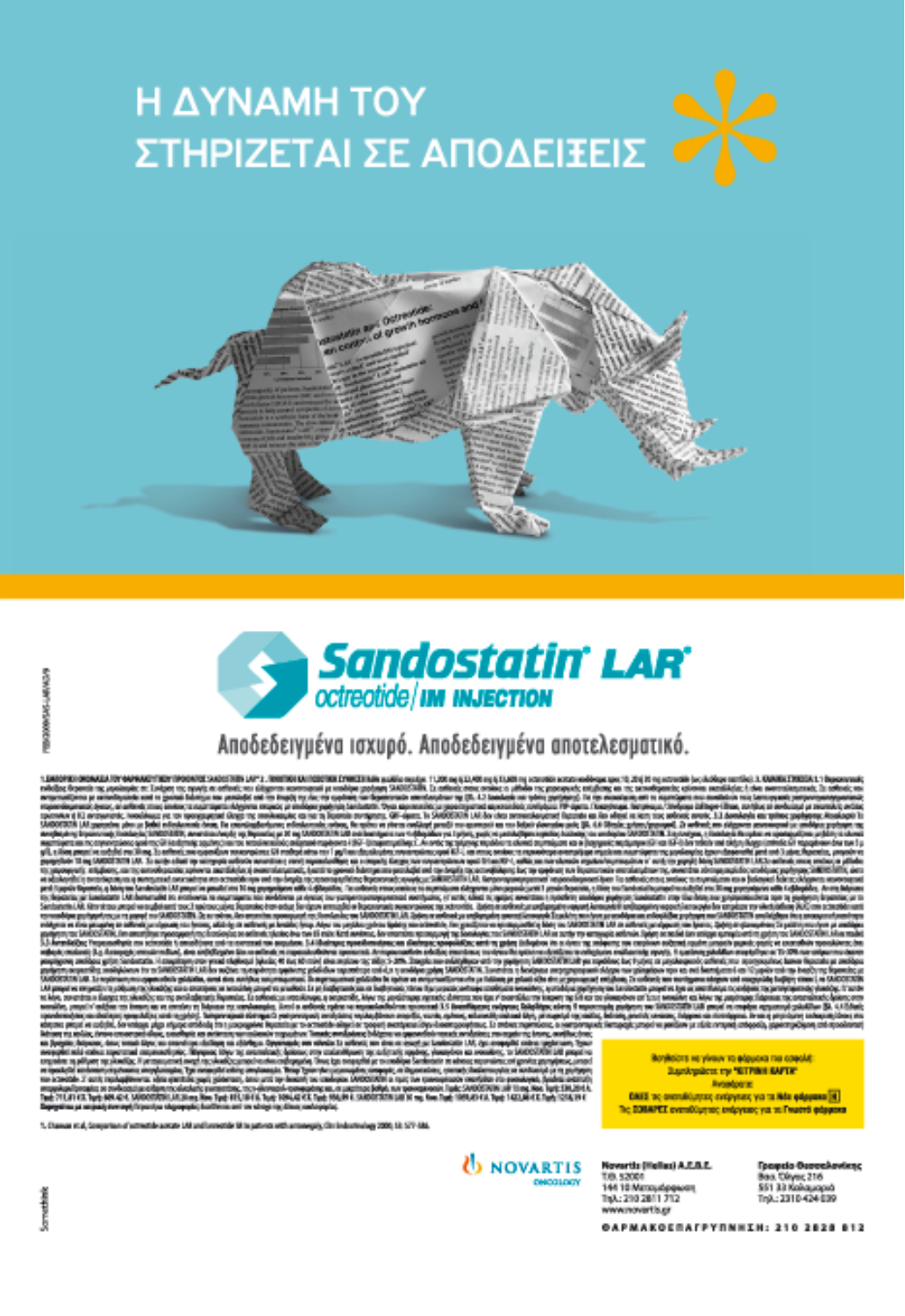# Η ΔΥΝΑΜΗ ΤΟΥ ΣΤΗΡΙΖΕΤΑΙ ΣΕ ΑΠΟΔΕΙΞΕΙΣ

**Sandostatin® LAR®**
octreotide/IM INJECTION

Αποδεδειγμένα ισχυρό. Αποδεδειγμένα αποτελεσματικό.

1. Chanson et al, Comparison of octreotide acetate LAR and lanreotide SR in patients with acromegaly, Clin Endocrinology 2000; 53: 577-586.

Βοηθήστε να γίνουν τα φάρμακα πιο ασφαλή:
Συμπληρώστε την "ΚΙΤΡΙΝΗ ΚΑΡΤΑ"
Αναφέρετε:
ΟΛΕΣ τις ανεπιθύμητες ενέργειες για τα Νέα φάρμακα
Τις ΣΟΒΑΡΕΣ ανεπιθύμητες ενέργειες για τα Γνωστά φάρμακα

NOVARTIS ONCOLOGY

Novartis (Hellas) A.E.B.E.
T.Θ. 52001
144 10 Μεταμόρφωση
Τηλ.: 210 2811 712
www.novartis.gr

Γραφείο Θεσσαλονίκης
Βασ. Όλγας 216
551 33 Καλαμαριά
Τηλ.: 2310 424 039

ΦΑΡΜΑΚΟΕΠΑΓΡΥΠΝΗΣΗ: 210 2828 812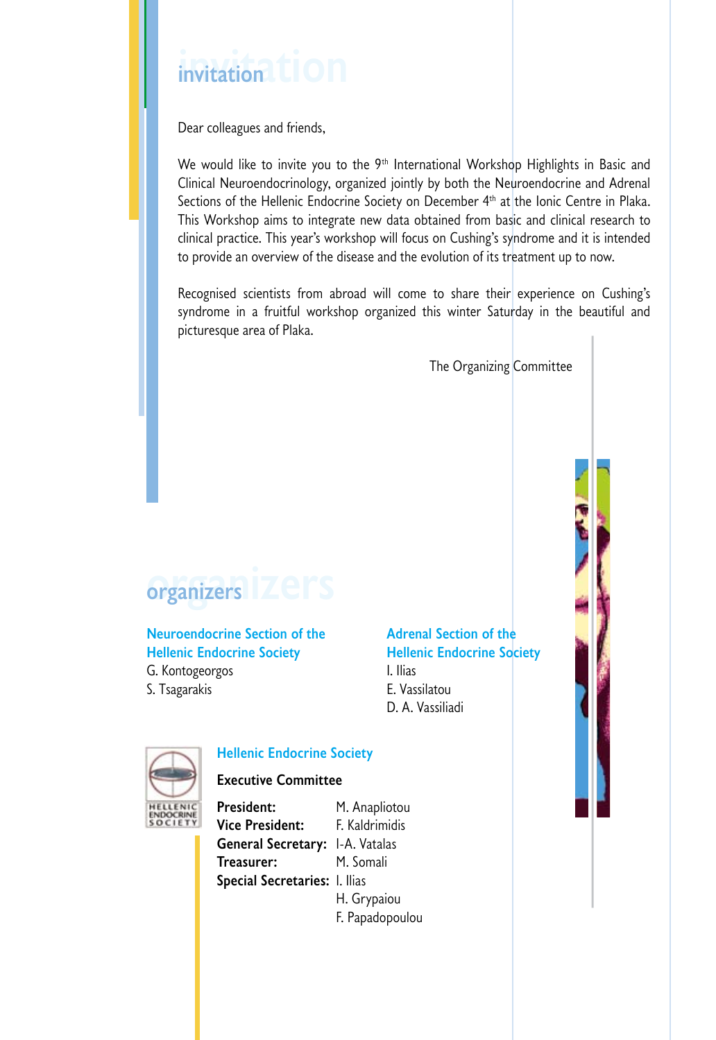## invitation

Dear colleagues and friends,

We would like to invite you to the 9th International Workshop Highlights in Basic and Clinical Neuroendocrinology, organized jointly by both the Neuroendocrine and Adrenal Sections of the Hellenic Endocrine Society on December 4th at the Ionic Centre in Plaka. This Workshop aims to integrate new data obtained from basic and clinical research to clinical practice. This year's workshop will focus on Cushing's syndrome and it is intended to provide an overview of the disease and the evolution of its treatment up to now.

Recognised scientists from abroad will come to share their experience on Cushing's syndrome in a fruitful workshop organized this winter Saturday in the beautiful and picturesque area of Plaka.

The Organizing Committee

## organizers

**Neuroendocrine Section of the Hellenic Endocrine Society**
G. Kontogeorgos
S. Tsagarakis

**Adrenal Section of the Hellenic Endocrine Society**
I. Ilias
E. Vassilatou
D. A. Vassiliadi

**Hellenic Endocrine Society**

**Executive Committee**

**President:** M. Anapliotou
**Vice President:** F. Kaldrimidis
**General Secretary:** I-A. Vatalas
**Treasurer:** M. Somali
**Special Secretaries:** I. Ilias
H. Grypaiou
F. Papadopoulou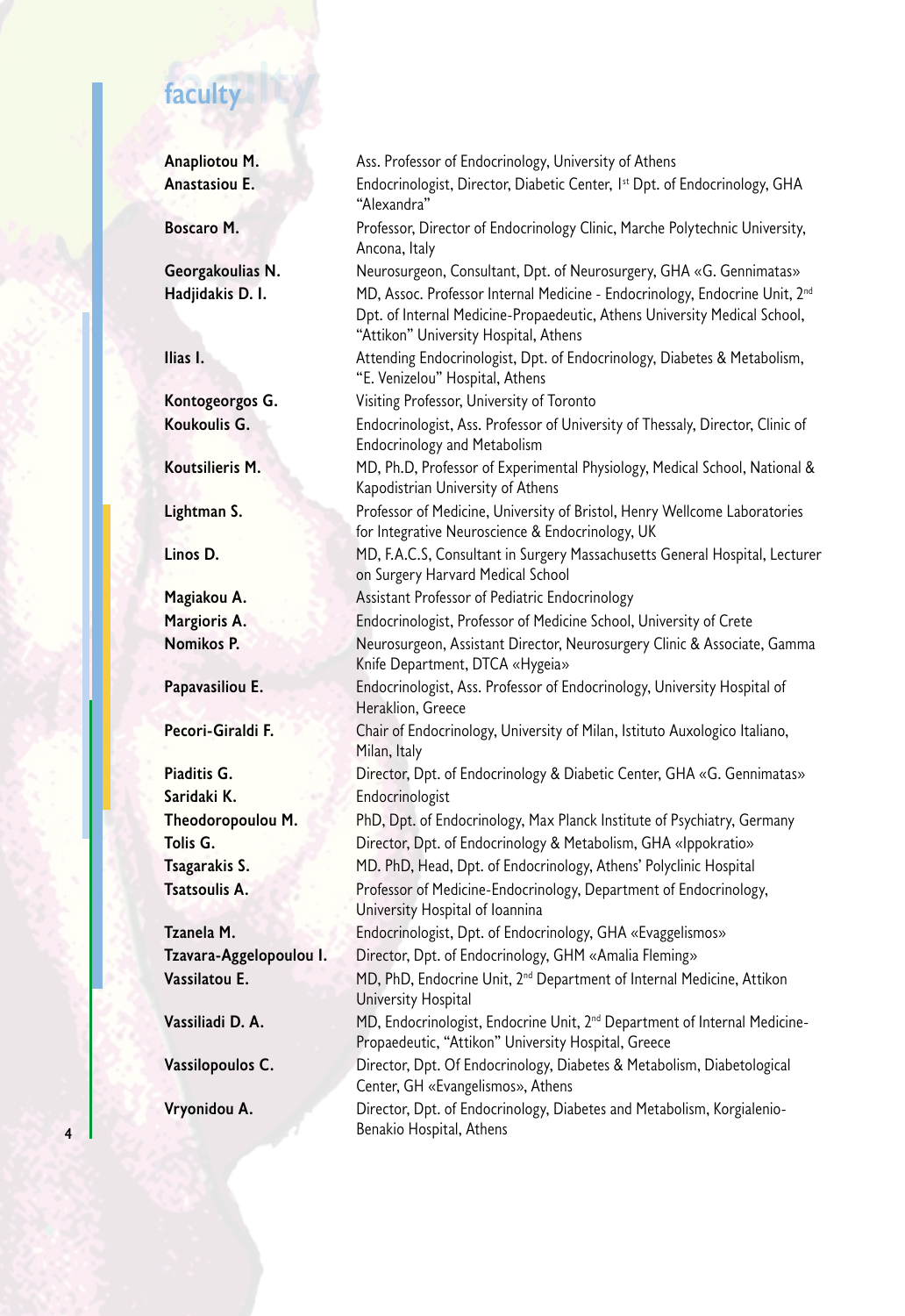# faculty

| | |
|---|---|
| **Anapliotou M.** | Ass. Professor of Endocrinology, University of Athens |
| **Anastasiou E.** | Endocrinologist, Director, Diabetic Center, 1st Dpt. of Endocrinology, GHA "Alexandra" |
| **Boscaro M.** | Professor, Director of Endocrinology Clinic, Marche Polytechnic University, Ancona, Italy |
| **Georgakoulias N.** | Neurosurgeon, Consultant, Dpt. of Neurosurgery, GHA «G. Gennimatas» |
| **Hadjidakis D. I.** | MD, Assoc. Professor Internal Medicine - Endocrinology, Endocrine Unit, 2nd Dpt. of Internal Medicine-Propaedeutic, Athens University Medical School, "Attikon" University Hospital, Athens |
| **Ilias I.** | Attending Endocrinologist, Dpt. of Endocrinology, Diabetes & Metabolism, "E. Venizelou" Hospital, Athens |
| **Kontogeorgos G.** | Visiting Professor, University of Toronto |
| **Koukoulis G.** | Endocrinologist, Ass. Professor of University of Thessaly, Director, Clinic of Endocrinology and Metabolism |
| **Koutsilieris M.** | MD, Ph.D, Professor of Experimental Physiology, Medical School, National & Kapodistrian University of Athens |
| **Lightman S.** | Professor of Medicine, University of Bristol, Henry Wellcome Laboratories for Integrative Neuroscience & Endocrinology, UK |
| **Linos D.** | MD, F.A.C.S, Consultant in Surgery Massachusetts General Hospital, Lecturer on Surgery Harvard Medical School |
| **Magiakou A.** | Assistant Professor of Pediatric Endocrinology |
| **Margioris A.** | Endocrinologist, Professor of Medicine School, University of Crete |
| **Nomikos P.** | Neurosurgeon, Assistant Director, Neurosurgery Clinic & Associate, Gamma Knife Department, DTCA «Hygeia» |
| **Papavasiliou E.** | Endocrinologist, Ass. Professor of Endocrinology, University Hospital of Heraklion, Greece |
| **Pecori-Giraldi F.** | Chair of Endocrinology, University of Milan, Istituto Auxologico Italiano, Milan, Italy |
| **Piaditis G.** | Director, Dpt. of Endocrinology & Diabetic Center, GHA «G. Gennimatas» |
| **Saridaki K.** | Endocrinologist |
| **Theodoropoulou M.** | PhD, Dpt. of Endocrinology, Max Planck Institute of Psychiatry, Germany |
| **Tolis G.** | Director, Dpt. of Endocrinology & Metabolism, GHA «Ippokratio» |
| **Tsagarakis S.** | MD. PhD, Head, Dpt. of Endocrinology, Athens' Polyclinic Hospital |
| **Tsatsoulis A.** | Professor of Medicine-Endocrinology, Department of Endocrinology, University Hospital of Ioannina |
| **Tzanela M.** | Endocrinologist, Dpt. of Endocrinology, GHA «Evaggelismos» |
| **Tzavara-Aggelopoulou I.** | Director, Dpt. of Endocrinology, GHM «Amalia Fleming» |
| **Vassilatou E.** | MD, PhD, Endocrine Unit, 2nd Department of Internal Medicine, Attikon University Hospital |
| **Vassiliadi D. A.** | MD, Endocrinologist, Endocrine Unit, 2nd Department of Internal Medicine-Propaedeutic, "Attikon" University Hospital, Greece |
| **Vassilopoulos C.** | Director, Dpt. Of Endocrinology, Diabetes & Metabolism, Diabetological Center, GH «Evangelismos», Athens |
| **Vryonidou A.** | Director, Dpt. of Endocrinology, Diabetes and Metabolism, Korgialenio-Benakio Hospital, Athens |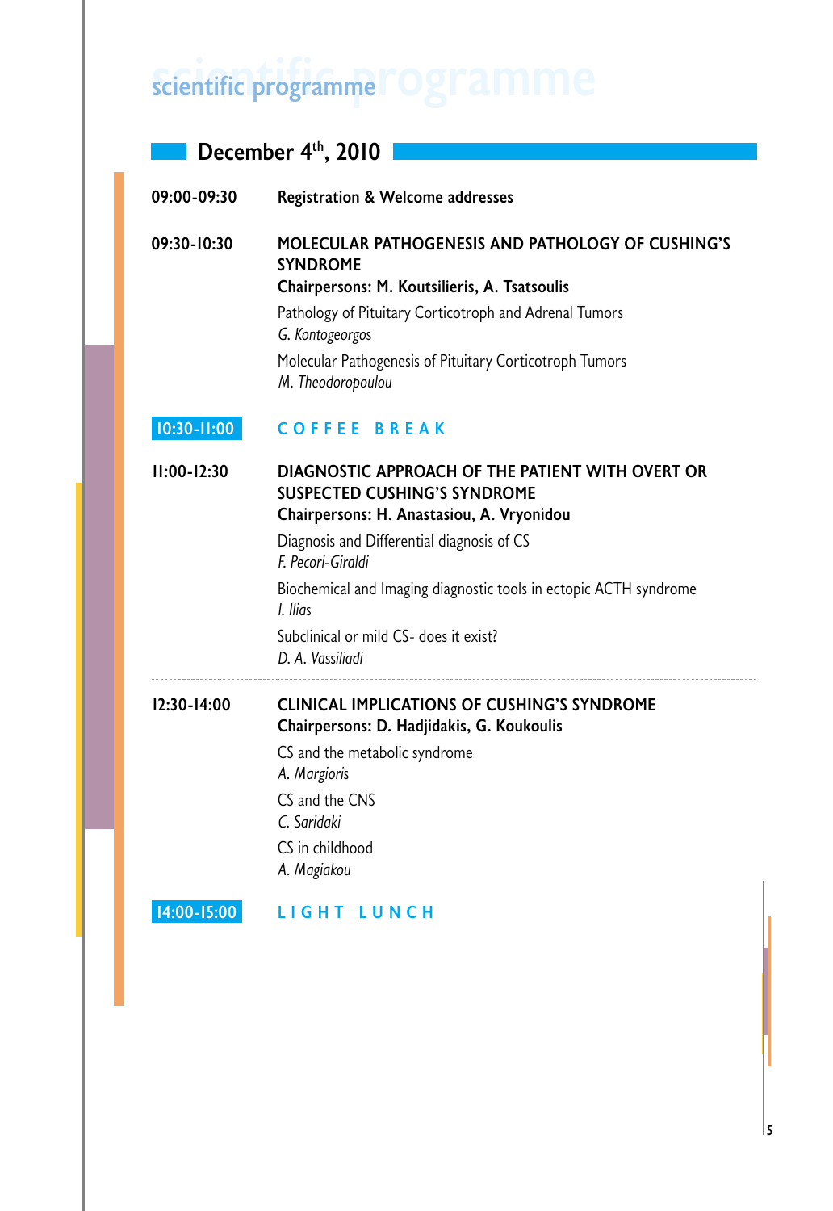# scientific programme

## December 4th, 2010

**09:00-09:30** **Registration & Welcome addresses**

**09:30-10:30** **MOLECULAR PATHOGENESIS AND PATHOLOGY OF CUSHING'S SYNDROME**
**Chairpersons: M. Koutsilieris, A. Tsatsoulis**

Pathology of Pituitary Corticotroph and Adrenal Tumors
*G. Kontogeorgos*

Molecular Pathogenesis of Pituitary Corticotroph Tumors
*M. Theodoropoulou*

**10:30-11:00** **COFFEE BREAK**

**11:00-12:30** **DIAGNOSTIC APPROACH OF THE PATIENT WITH OVERT OR SUSPECTED CUSHING'S SYNDROME**
**Chairpersons: H. Anastasiou, A. Vryonidou**

Diagnosis and Differential diagnosis of CS
*F. Pecori-Giraldi*

Biochemical and Imaging diagnostic tools in ectopic ACTH syndrome
*I. Ilias*

Subclinical or mild CS- does it exist?
*D. A. Vassiliadi*

---

**12:30-14:00** **CLINICAL IMPLICATIONS OF CUSHING'S SYNDROME**
**Chairpersons: D. Hadjidakis, G. Koukoulis**

CS and the metabolic syndrome
*A. Margioris*

CS and the CNS
*C. Saridaki*

CS in childhood
*A. Magiakou*

**14:00-15:00** **LIGHT LUNCH**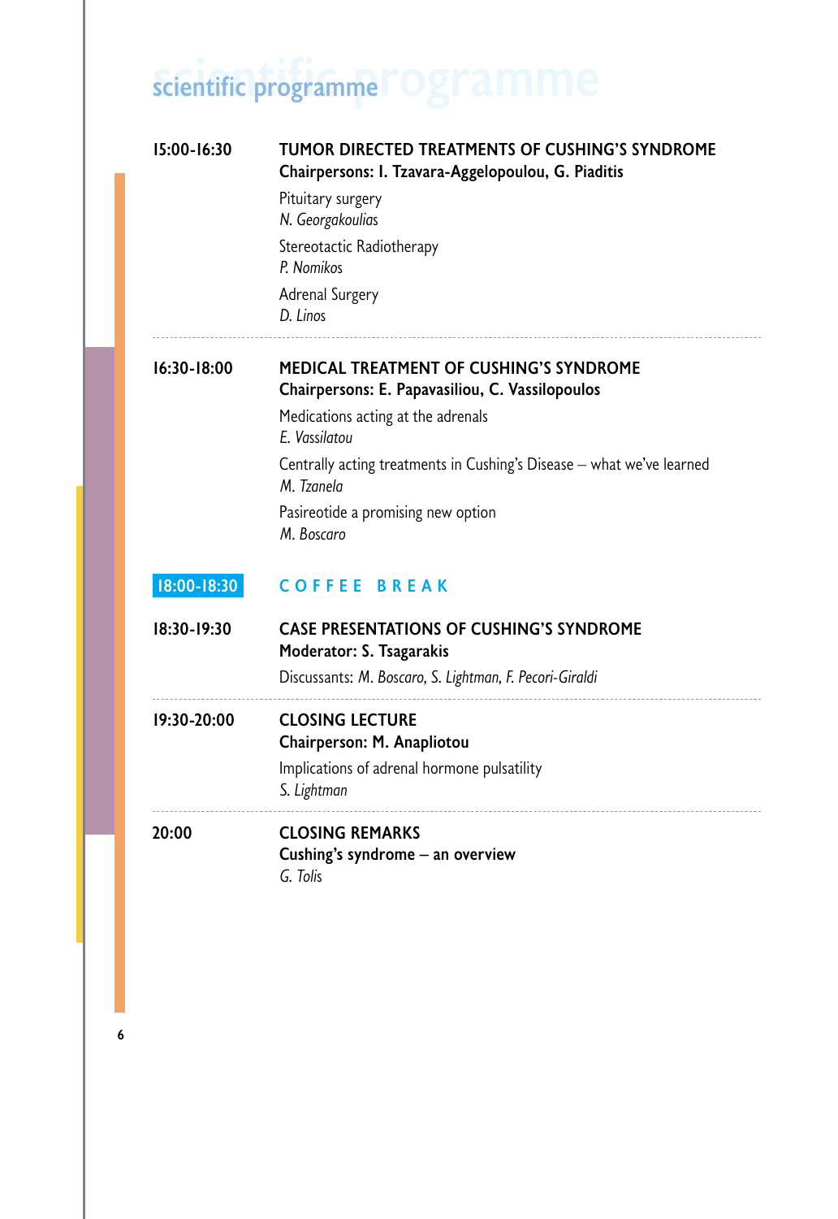# scientific programme

**15:00-16:30** **TUMOR DIRECTED TREATMENTS OF CUSHING'S SYNDROME**
**Chairpersons: I. Tzavara-Aggelopoulou, G. Piaditis**

Pituitary surgery
*N. Georgakoulias*

Stereotactic Radiotherapy
*P. Nomikos*

Adrenal Surgery
*D. Linos*

---

**16:30-18:00** **MEDICAL TREATMENT OF CUSHING'S SYNDROME**
**Chairpersons: E. Papavasiliou, C. Vassilopoulos**

Medications acting at the adrenals
*E. Vassilatou*

Centrally acting treatments in Cushing's Disease – what we've learned
*M. Tzanela*

Pasireotide a promising new option
*M. Boscaro*

**18:00-18:30** **COFFEE BREAK**

**18:30-19:30** **CASE PRESENTATIONS OF CUSHING'S SYNDROME**
**Moderator: S. Tsagarakis**

Discussants: *M. Boscaro, S. Lightman, F. Pecori-Giraldi*

---

**19:30-20:00** **CLOSING LECTURE**
**Chairperson: M. Anapliotou**

Implications of adrenal hormone pulsatility
*S. Lightman*

---

**20:00** **CLOSING REMARKS**
**Cushing's syndrome – an overview**
*G. Tolis*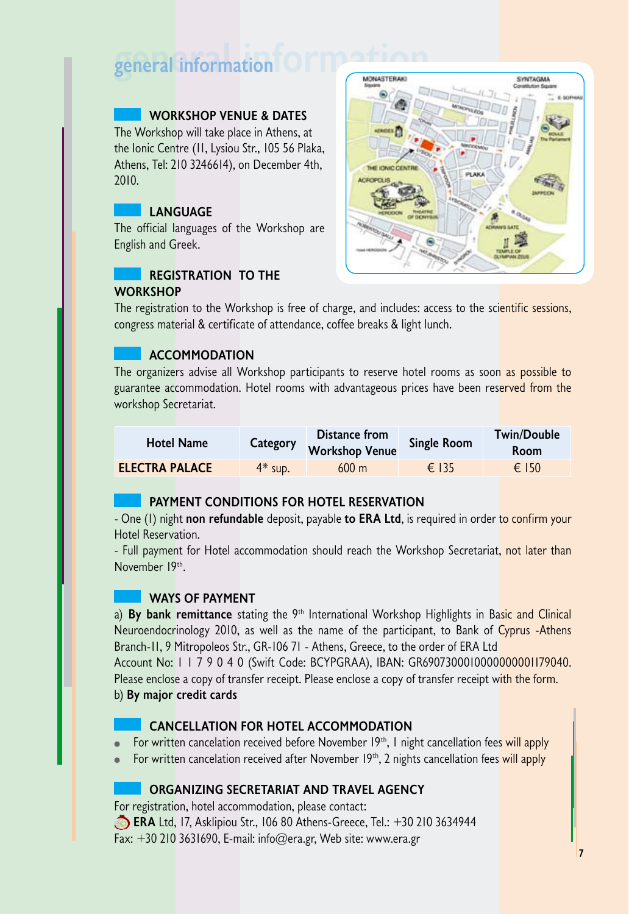# general information

## WORKSHOP VENUE & DATES

The Workshop will take place in Athens, at the Ionic Centre (11, Lysiou Str., 105 56 Plaka, Athens, Tel: 210 3246614), on December 4th, 2010.

## LANGUAGE

The official languages of the Workshop are English and Greek.

## REGISTRATION TO THE WORKSHOP

The registration to the Workshop is free of charge, and includes: access to the scientific sessions, congress material & certificate of attendance, coffee breaks & light lunch.

## ACCOMMODATION

The organizers advise all Workshop participants to reserve hotel rooms as soon as possible to guarantee accommodation. Hotel rooms with advantageous prices have been reserved from the workshop Secretariat.

| Hotel Name | Category | Distance from Workshop Venue | Single Room | Twin/Double Room |
|---|---|---|---|---|
| **ELECTRA PALACE** | 4* sup. | 600 m | € 135 | € 150 |

## PAYMENT CONDITIONS FOR HOTEL RESERVATION

- One (1) night **non refundable** deposit, payable **to ERA Ltd**, is required in order to confirm your Hotel Reservation.
- Full payment for Hotel accommodation should reach the Workshop Secretariat, not later than November 19th.

## WAYS OF PAYMENT

a) **By bank remittance** stating the 9th International Workshop Highlights in Basic and Clinical Neuroendocrinology 2010, as well as the name of the participant, to Bank of Cyprus -Athens Branch-11, 9 Mitropoleos Str., GR-106 71 - Athens, Greece, to the order of ERA Ltd
Account No: 1 1 7 9 0 4 0 (Swift Code: BCYPGRAA), IBAN: GR6907300010000000001179040. Please enclose a copy of transfer receipt. Please enclose a copy of transfer receipt with the form.
b) **By major credit cards**

## CANCELLATION FOR HOTEL ACCOMMODATION

- For written cancelation received before November 19th, 1 night cancellation fees will apply
- For written cancelation received after November 19th, 2 nights cancellation fees will apply

## ORGANIZING SECRETARIAT AND TRAVEL AGENCY

For registration, hotel accommodation, please contact:
**ERA** Ltd, 17, Asklipiou Str., 106 80 Athens-Greece, Tel.: +30 210 3634944
Fax: +30 210 3631690, E-mail: info@era.gr, Web site: www.era.gr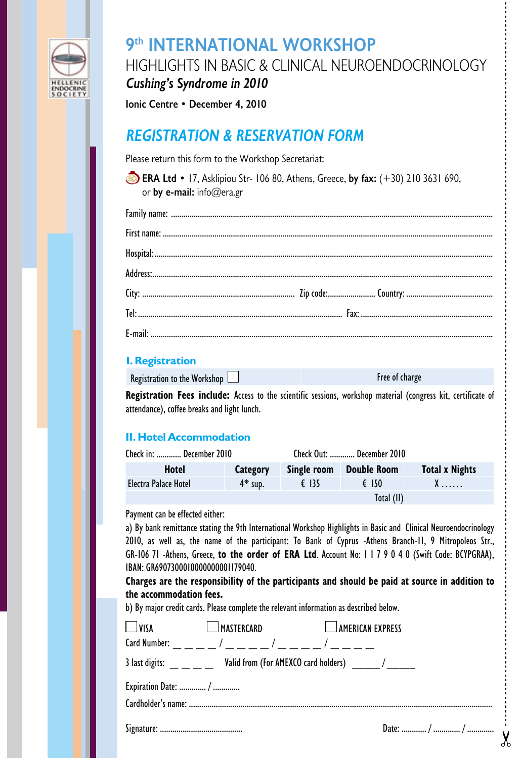HELLENIC ENDOCRINE SOCIETY

# 9th INTERNATIONAL WORKSHOP

## HIGHLIGHTS IN BASIC & CLINICAL NEUROENDOCRINOLOGY

***Cushing's Syndrome in 2010***

**Ionic Centre • December 4, 2010**

## *REGISTRATION & RESERVATION FORM*

Please return this form to the Workshop Secretariat:

**ERA Ltd** • 17, Asklipiou Str- 106 80, Athens, Greece, **by fax:** (+30) 210 3631 690, or **by e-mail:** info@era.gr

Family name: ..........................................................................................................................

First name: ..........................................................................................................................

Hospital: ..........................................................................................................................

Address: ..........................................................................................................................

City: ........................................ Zip code: ...................... Country: ........................................

Tel: ................................................................ Fax: ................................................................

E-mail: ..........................................................................................................................

### I. Registration

| | |
|---|---|
| Registration to the Workshop ☐ | Free of charge |

**Registration Fees include:** Access to the scientific sessions, workshop material (congress kit, certificate of attendance), coffee breaks and light lunch.

### II. Hotel Accommodation

Check in: ............ December 2010 Check Out: ............ December 2010

| Hotel | Category | Single room | Double Room | Total x Nights |
|---|---|---|---|---|
| Electra Palace Hotel | 4* sup. | € 135 | € 150 | X ...... |
| | | | Total (II) | |

Payment can be effected either:

a) By bank remittance stating the 9th International Workshop Highlights in Basic and Clinical Neuroendocrinology 2010, as well as, the name of the participant: To Bank of Cyprus -Athens Branch-11, 9 Mitropoleos Str., GR-106 71 -Athens, Greece, **to the order of ERA Ltd**. Account No: 1 1 7 9 0 4 0 (Swift Code: BCYPGRAA), IBAN: GR6907300010000000001179040.

**Charges are the responsibility of the participants and should be paid at source in addition to the accommodation fees.**

b) By major credit cards. Please complete the relevant information as described below.

☐ VISA ☐ MASTERCARD ☐ AMERICAN EXPRESS

Card Number: _ _ _ _ / _ _ _ _ / _ _ _ _ / _ _ _ _

3 last digits: _ _ _ Valid from (For AMEXCO card holders) ______ / ______

Expiration Date: ............ / ............

Cardholder's name: ..........................................................................................................................

Signature: ........................................ Date: ............ / ............ / ............